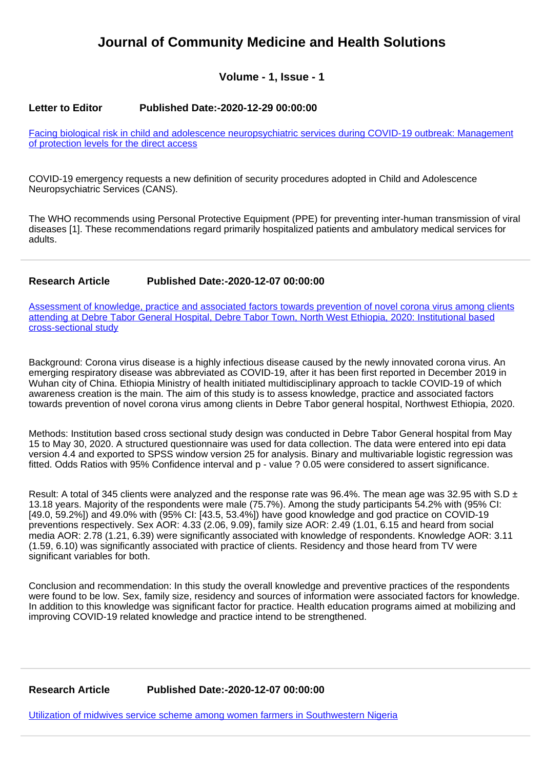# Journal of Community Medicine and Health Solutions

### Volume - 1, Issue - 1

**Letter to Editor** **Published Date:-2020-12-29 00:00:00**

[Facing biological risk in child and adolescence neuropsychiatric services during COVID-19 outbreak: Management of protection levels for the direct access]

COVID-19 emergency requests a new definition of security procedures adopted in Child and Adolescence Neuropsychiatric Services (CANS).

The WHO recommends using Personal Protective Equipment (PPE) for preventing inter-human transmission of viral diseases [1]. These recommendations regard primarily hospitalized patients and ambulatory medical services for adults.

---

**Research Article** **Published Date:-2020-12-07 00:00:00**

[Assessment of knowledge, practice and associated factors towards prevention of novel corona virus among clients attending at Debre Tabor General Hospital, Debre Tabor Town, North West Ethiopia, 2020: Institutional based cross-sectional study]

Background: Corona virus disease is a highly infectious disease caused by the newly innovated corona virus. An emerging respiratory disease was abbreviated as COVID-19, after it has been first reported in December 2019 in Wuhan city of China. Ethiopia Ministry of health initiated multidisciplinary approach to tackle COVID-19 of which awareness creation is the main. The aim of this study is to assess knowledge, practice and associated factors towards prevention of novel corona virus among clients in Debre Tabor general hospital, Northwest Ethiopia, 2020.

Methods: Institution based cross sectional study design was conducted in Debre Tabor General hospital from May 15 to May 30, 2020. A structured questionnaire was used for data collection. The data were entered into epi data version 4.4 and exported to SPSS window version 25 for analysis. Binary and multivariable logistic regression was fitted. Odds Ratios with 95% Confidence interval and p - value ? 0.05 were considered to assert significance.

Result: A total of 345 clients were analyzed and the response rate was 96.4%. The mean age was 32.95 with S.D ± 13.18 years. Majority of the respondents were male (75.7%). Among the study participants 54.2% with (95% CI: [49.0, 59.2%]) and 49.0% with (95% CI: [43.5, 53.4%]) have good knowledge and god practice on COVID-19 preventions respectively. Sex AOR: 4.33 (2.06, 9.09), family size AOR: 2.49 (1.01, 6.15 and heard from social media AOR: 2.78 (1.21, 6.39) were significantly associated with knowledge of respondents. Knowledge AOR: 3.11 (1.59, 6.10) was significantly associated with practice of clients. Residency and those heard from TV were significant variables for both.

Conclusion and recommendation: In this study the overall knowledge and preventive practices of the respondents were found to be low. Sex, family size, residency and sources of information were associated factors for knowledge. In addition to this knowledge was significant factor for practice. Health education programs aimed at mobilizing and improving COVID-19 related knowledge and practice intend to be strengthened.

---

**Research Article** **Published Date:-2020-12-07 00:00:00**

[Utilization of midwives service scheme among women farmers in Southwestern Nigeria]

---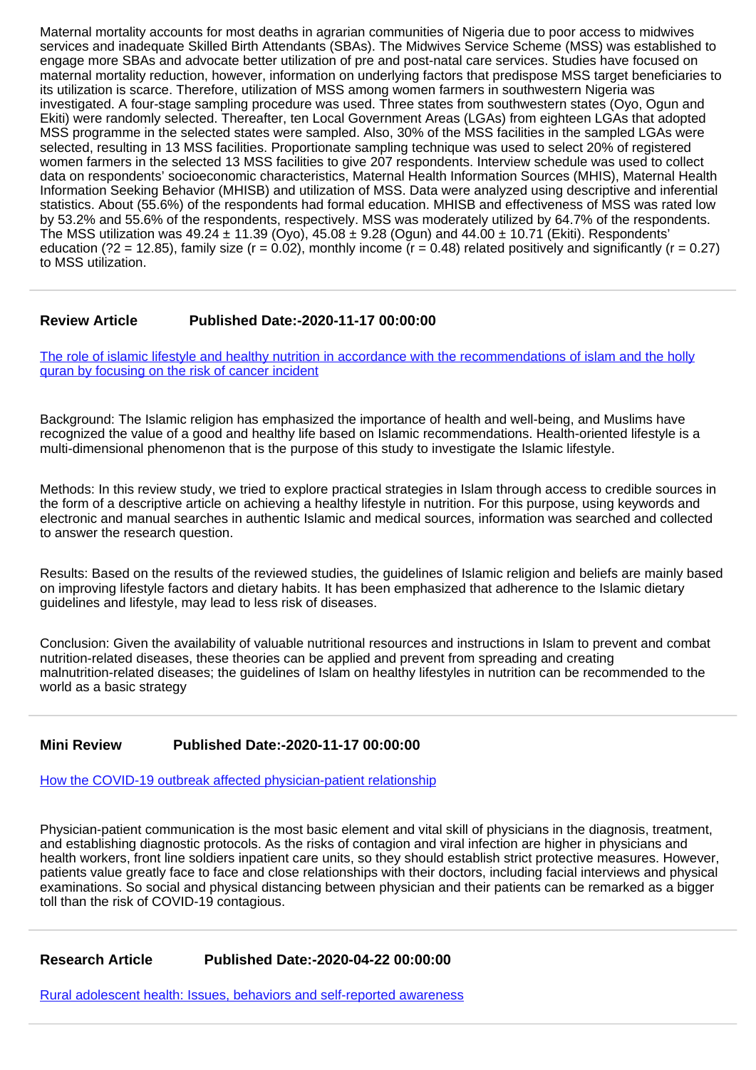Maternal mortality accounts for most deaths in agrarian communities of Nigeria due to poor access to midwives services and inadequate Skilled Birth Attendants (SBAs). The Midwives Service Scheme (MSS) was established to engage more SBAs and advocate better utilization of pre and post-natal care services. Studies have focused on maternal mortality reduction, however, information on underlying factors that predispose MSS target beneficiaries to its utilization is scarce. Therefore, utilization of MSS among women farmers in southwestern Nigeria was investigated. A four-stage sampling procedure was used. Three states from southwestern states (Oyo, Ogun and Ekiti) were randomly selected. Thereafter, ten Local Government Areas (LGAs) from eighteen LGAs that adopted MSS programme in the selected states were sampled. Also, 30% of the MSS facilities in the sampled LGAs were selected, resulting in 13 MSS facilities. Proportionate sampling technique was used to select 20% of registered women farmers in the selected 13 MSS facilities to give 207 respondents. Interview schedule was used to collect data on respondents' socioeconomic characteristics, Maternal Health Information Sources (MHIS), Maternal Health Information Seeking Behavior (MHISB) and utilization of MSS. Data were analyzed using descriptive and inferential statistics. About (55.6%) of the respondents had formal education. MHISB and effectiveness of MSS was rated low by 53.2% and 55.6% of the respondents, respectively. MSS was moderately utilized by 64.7% of the respondents. The MSS utilization was 49.24 ± 11.39 (Oyo), 45.08 ± 9.28 (Ogun) and 44.00 ± 10.71 (Ekiti). Respondents' education (?2 = 12.85), family size ($r = 0.02$), monthly income ($r = 0.48$) related positively and significantly ($r = 0.27$) to MSS utilization.

---

**Review Article** **Published Date:-2020-11-17 00:00:00**

[The role of islamic lifestyle and healthy nutrition in accordance with the recommendations of islam and the holly quran by focusing on the risk of cancer incident]()

Background: The Islamic religion has emphasized the importance of health and well-being, and Muslims have recognized the value of a good and healthy life based on Islamic recommendations. Health-oriented lifestyle is a multi-dimensional phenomenon that is the purpose of this study to investigate the Islamic lifestyle.

Methods: In this review study, we tried to explore practical strategies in Islam through access to credible sources in the form of a descriptive article on achieving a healthy lifestyle in nutrition. For this purpose, using keywords and electronic and manual searches in authentic Islamic and medical sources, information was searched and collected to answer the research question.

Results: Based on the results of the reviewed studies, the guidelines of Islamic religion and beliefs are mainly based on improving lifestyle factors and dietary habits. It has been emphasized that adherence to the Islamic dietary guidelines and lifestyle, may lead to less risk of diseases.

Conclusion: Given the availability of valuable nutritional resources and instructions in Islam to prevent and combat nutrition-related diseases, these theories can be applied and prevent from spreading and creating malnutrition-related diseases; the guidelines of Islam on healthy lifestyles in nutrition can be recommended to the world as a basic strategy

---

**Mini Review** **Published Date:-2020-11-17 00:00:00**

[How the COVID-19 outbreak affected physician-patient relationship]()

Physician-patient communication is the most basic element and vital skill of physicians in the diagnosis, treatment, and establishing diagnostic protocols. As the risks of contagion and viral infection are higher in physicians and health workers, front line soldiers inpatient care units, so they should establish strict protective measures. However, patients value greatly face to face and close relationships with their doctors, including facial interviews and physical examinations. So social and physical distancing between physician and their patients can be remarked as a bigger toll than the risk of COVID-19 contagious.

---

**Research Article** **Published Date:-2020-04-22 00:00:00**

[Rural adolescent health: Issues, behaviors and self-reported awareness]()

---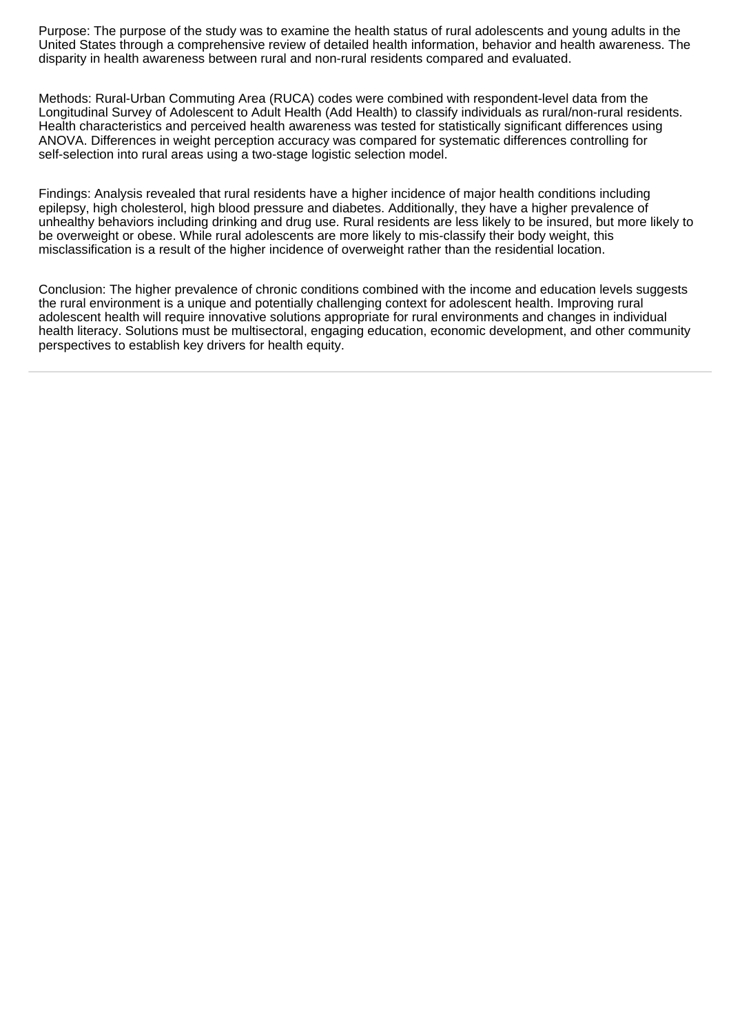Purpose: The purpose of the study was to examine the health status of rural adolescents and young adults in the United States through a comprehensive review of detailed health information, behavior and health awareness. The disparity in health awareness between rural and non-rural residents compared and evaluated.

Methods: Rural-Urban Commuting Area (RUCA) codes were combined with respondent-level data from the Longitudinal Survey of Adolescent to Adult Health (Add Health) to classify individuals as rural/non-rural residents. Health characteristics and perceived health awareness was tested for statistically significant differences using ANOVA. Differences in weight perception accuracy was compared for systematic differences controlling for self-selection into rural areas using a two-stage logistic selection model.

Findings: Analysis revealed that rural residents have a higher incidence of major health conditions including epilepsy, high cholesterol, high blood pressure and diabetes. Additionally, they have a higher prevalence of unhealthy behaviors including drinking and drug use. Rural residents are less likely to be insured, but more likely to be overweight or obese. While rural adolescents are more likely to mis-classify their body weight, this misclassification is a result of the higher incidence of overweight rather than the residential location.

Conclusion: The higher prevalence of chronic conditions combined with the income and education levels suggests the rural environment is a unique and potentially challenging context for adolescent health. Improving rural adolescent health will require innovative solutions appropriate for rural environments and changes in individual health literacy. Solutions must be multisectoral, engaging education, economic development, and other community perspectives to establish key drivers for health equity.